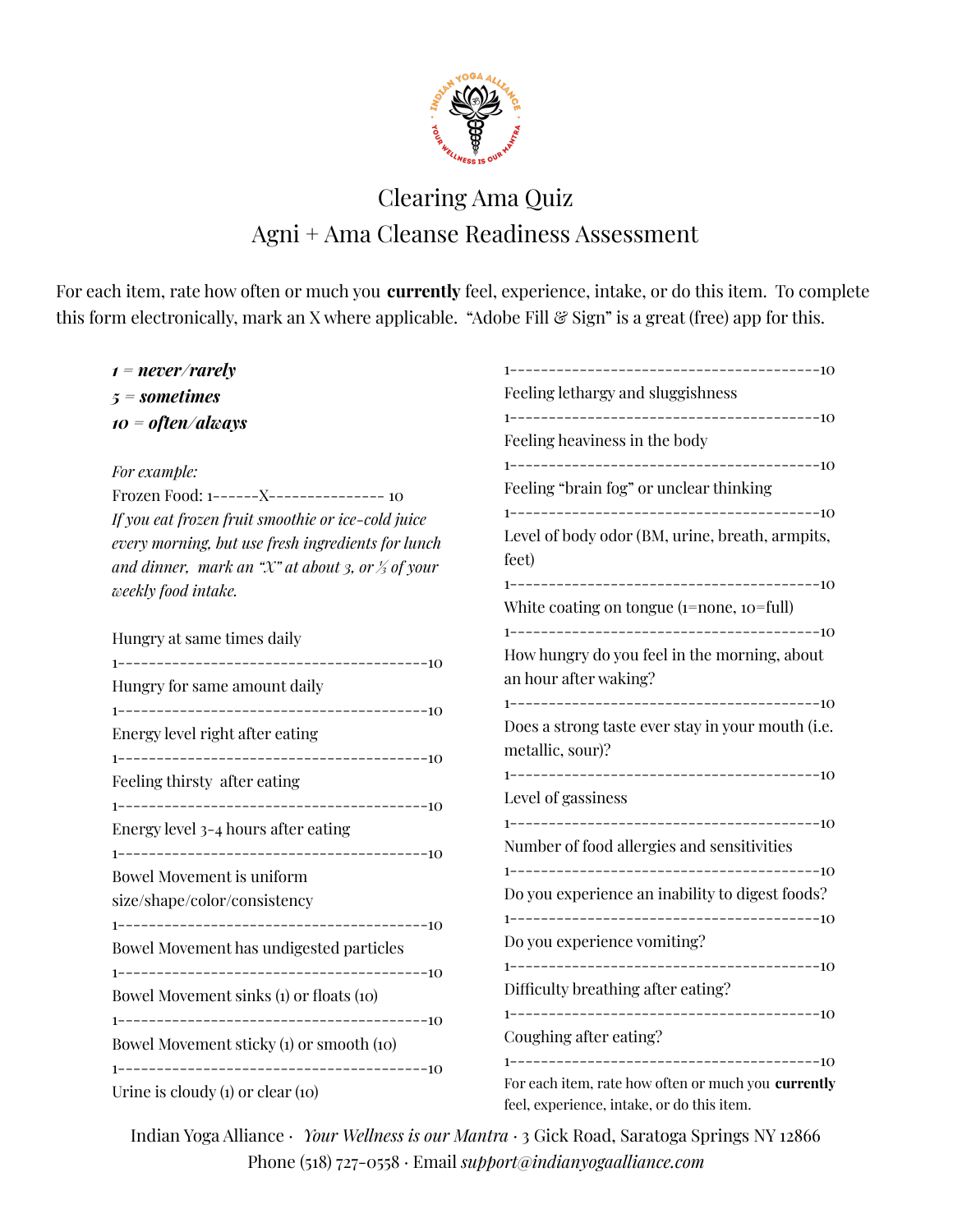# Clearing Ama Quiz

## Agni + Ama Cleanse Readiness Assessment

For each item, rate how often or much you **currently** feel, experience, intake, or do this item. To complete this form electronically, mark an X where applicable. "Adobe Fill & Sign" is a great (free) app for this.

***1 = never/rarely***
***5 = sometimes***
***10 = often/always***

*For example:*
Frozen Food: 1------X-------------- 10
*If you eat frozen fruit smoothie or ice-cold juice every morning, but use fresh ingredients for lunch and dinner, mark an "X" at about 3, or ⅓ of your weekly food intake.*

Hungry at same times daily
1----------------------------------------10

Hungry for same amount daily
1----------------------------------------10

Energy level right after eating
1----------------------------------------10

Feeling thirsty after eating
1----------------------------------------10

Energy level 3-4 hours after eating
1----------------------------------------10

Bowel Movement is uniform size/shape/color/consistency
1----------------------------------------10

Bowel Movement has undigested particles
1----------------------------------------10

Bowel Movement sinks (1) or floats (10)
1----------------------------------------10

Bowel Movement sticky (1) or smooth (10)
1----------------------------------------10

Urine is cloudy (1) or clear (10)
1----------------------------------------10

Feeling lethargy and sluggishness
1----------------------------------------10

Feeling heaviness in the body
1----------------------------------------10

Feeling "brain fog" or unclear thinking
1----------------------------------------10

Level of body odor (BM, urine, breath, armpits, feet)
1----------------------------------------10

White coating on tongue (1=none, 10=full)
1----------------------------------------10

How hungry do you feel in the morning, about an hour after waking?
1----------------------------------------10

Does a strong taste ever stay in your mouth (i.e. metallic, sour)?
1----------------------------------------10

Level of gassiness
1----------------------------------------10

Number of food allergies and sensitivities
1----------------------------------------10

Do you experience an inability to digest foods?
1----------------------------------------10

Do you experience vomiting?
1----------------------------------------10

Difficulty breathing after eating?
1----------------------------------------10

Coughing after eating?
1----------------------------------------10

For each item, rate how often or much you **currently** feel, experience, intake, or do this item.

Indian Yoga Alliance · *Your Wellness is our Mantra* · 3 Gick Road, Saratoga Springs NY 12866
Phone (518) 727-0558 · Email *support@indianyogaalliance.com*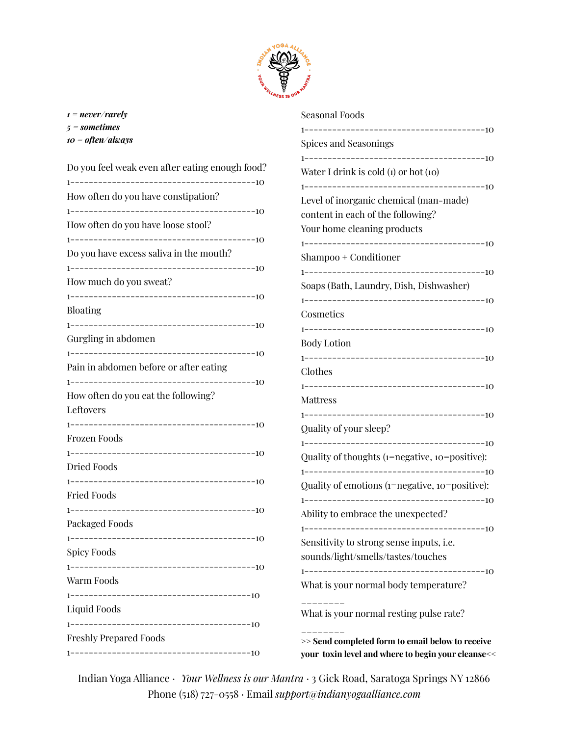*1 = never/rarely*
*5 = sometimes*
*10 = often/always*

Do you feel weak even after eating enough food?

1-----------------------------------------10

How often do you have constipation?

1-----------------------------------------10

How often do you have loose stool?

1-----------------------------------------10

Do you have excess saliva in the mouth?

1-----------------------------------------10

How much do you sweat?

1-----------------------------------------10

Bloating

1-----------------------------------------10

Gurgling in abdomen

1-----------------------------------------10

Pain in abdomen before or after eating

1-----------------------------------------10

How often do you eat the following?

Leftovers

1-----------------------------------------10

Frozen Foods

1-----------------------------------------10

Dried Foods

1-----------------------------------------10

Fried Foods

1-----------------------------------------10

Packaged Foods

1-----------------------------------------10

Spicy Foods

1-----------------------------------------10

Warm Foods

1----------------------------------------10

Liquid Foods

1----------------------------------------10

Freshly Prepared Foods

1----------------------------------------10

Seasonal Foods

1----------------------------------------10

Spices and Seasonings

1----------------------------------------10

Water I drink is cold (1) or hot (10)

1----------------------------------------10

Level of inorganic chemical (man-made) content in each of the following?

Your home cleaning products

1----------------------------------------10

Shampoo + Conditioner

1----------------------------------------10

Soaps (Bath, Laundry, Dish, Dishwasher)

1----------------------------------------10

Cosmetics

1----------------------------------------10

Body Lotion

1----------------------------------------10

Clothes

1----------------------------------------10

Mattress

1----------------------------------------10

Quality of your sleep?

1----------------------------------------10

Quality of thoughts (1=negative, 10=positive):

1----------------------------------------10

Quality of emotions (1=negative, 10=positive):

1----------------------------------------10

Ability to embrace the unexpected?

1----------------------------------------10

Sensitivity to strong sense inputs, i.e. sounds/light/smells/tastes/touches

1----------------------------------------10

What is your normal body temperature?

_______

What is your normal resting pulse rate?

_______

>> **Send completed form to email below to receive your toxin level and where to begin your cleanse**<<

Indian Yoga Alliance · *Your Wellness is our Mantra* · 3 Gick Road, Saratoga Springs NY 12866
Phone (518) 727-0558 · Email *support@indianyogaalliance.com*